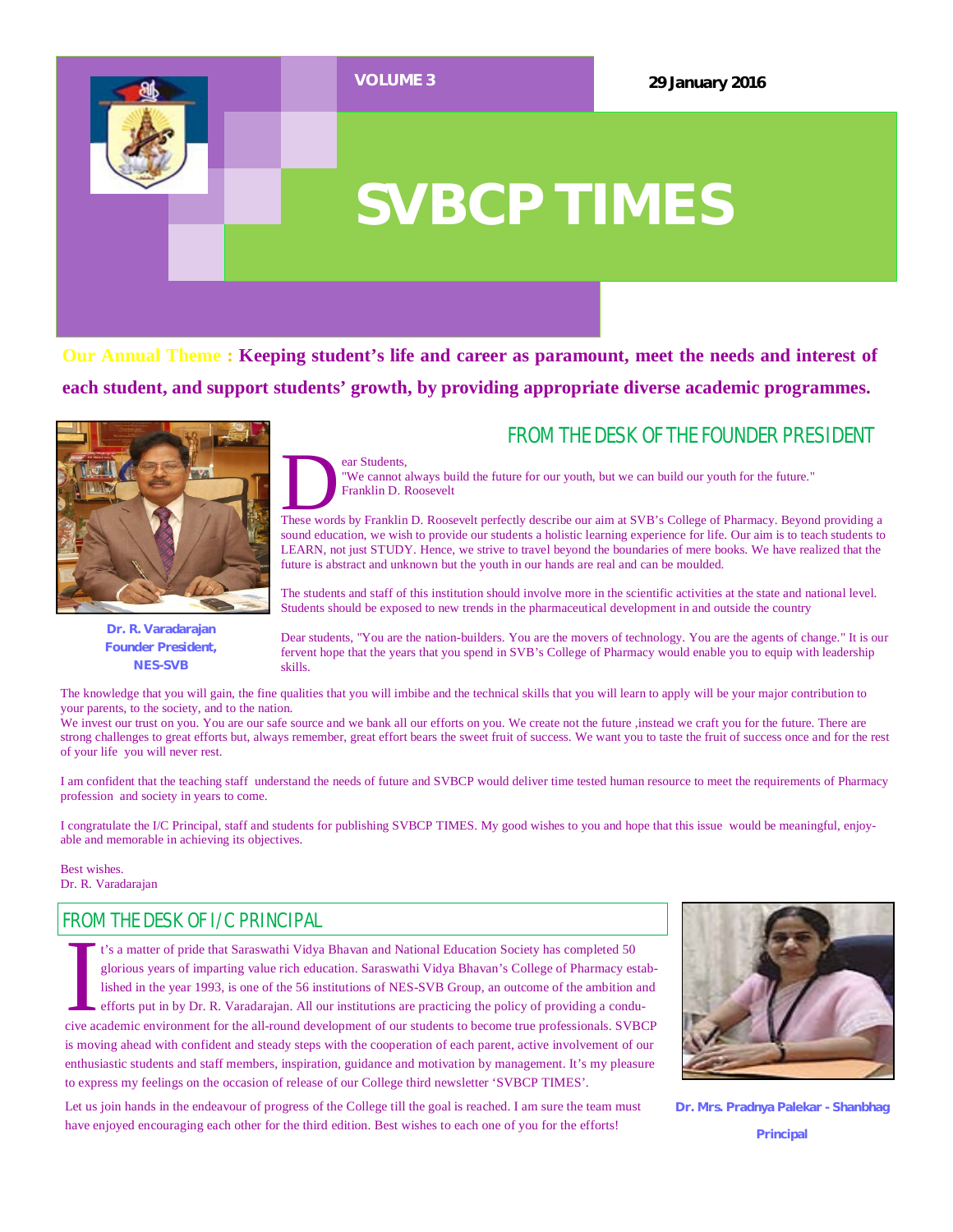VOLUME 3

29 January 2016

# SVBCP TIMES

**Our Annual Theme : Keeping student's life and career as paramount, meet the needs and interest of each student, and support students' growth, by providing appropriate diverse academic programmes.**

## FROM THE DESK OF THE FOUNDER PRESIDENT

Dear Students,
"We cannot always build the future for our youth, but we can build our youth for the future."
Franklin D. Roosevelt

These words by Franklin D. Roosevelt perfectly describe our aim at SVB's College of Pharmacy. Beyond providing a sound education, we wish to provide our students a holistic learning experience for life. Our aim is to teach students to LEARN, not just STUDY. Hence, we strive to travel beyond the boundaries of mere books. We have realized that the future is abstract and unknown but the youth in our hands are real and can be moulded.

The students and staff of this institution should involve more in the scientific activities at the state and national level. Students should be exposed to new trends in the pharmaceutical development in and outside the country

Dear students, "You are the nation-builders. You are the movers of technology. You are the agents of change." It is our fervent hope that the years that you spend in SVB's College of Pharmacy would enable you to equip with leadership skills.

The knowledge that you will gain, the fine qualities that you will imbibe and the technical skills that you will learn to apply will be your major contribution to your parents, to the society, and to the nation.
We invest our trust on you. You are our safe source and we bank all our efforts on you. We create not the future ,instead we craft you for the future. There are strong challenges to great efforts but, always remember, great effort bears the sweet fruit of success. We want you to taste the fruit of success once and for the rest of your life you will never rest.

I am confident that the teaching staff understand the needs of future and SVBCP would deliver time tested human resource to meet the requirements of Pharmacy profession and society in years to come.

I congratulate the I/C Principal, staff and students for publishing SVBCP TIMES. My good wishes to you and hope that this issue would be meaningful, enjoyable and memorable in achieving its objectives.

Best wishes.
Dr. R. Varadarajan

**Dr. R. Varadarajan**
**Founder President,**
**NES-SVB**

## FROM THE DESK OF I/C PRINCIPAL

It's a matter of pride that Saraswathi Vidya Bhavan and National Education Society has completed 50 glorious years of imparting value rich education. Saraswathi Vidya Bhavan's College of Pharmacy established in the year 1993, is one of the 56 institutions of NES-SVB Group, an outcome of the ambition and efforts put in by Dr. R. Varadarajan. All our institutions are practicing the policy of providing a conducive academic environment for the all-round development of our students to become true professionals. SVBCP is moving ahead with confident and steady steps with the cooperation of each parent, active involvement of our enthusiastic students and staff members, inspiration, guidance and motivation by management. It's my pleasure to express my feelings on the occasion of release of our College third newsletter 'SVBCP TIMES'.

Let us join hands in the endeavour of progress of the College till the goal is reached. I am sure the team must have enjoyed encouraging each other for the third edition. Best wishes to each one of you for the efforts!

**Dr. Mrs. Pradnya Palekar - Shanbhag**
**Principal**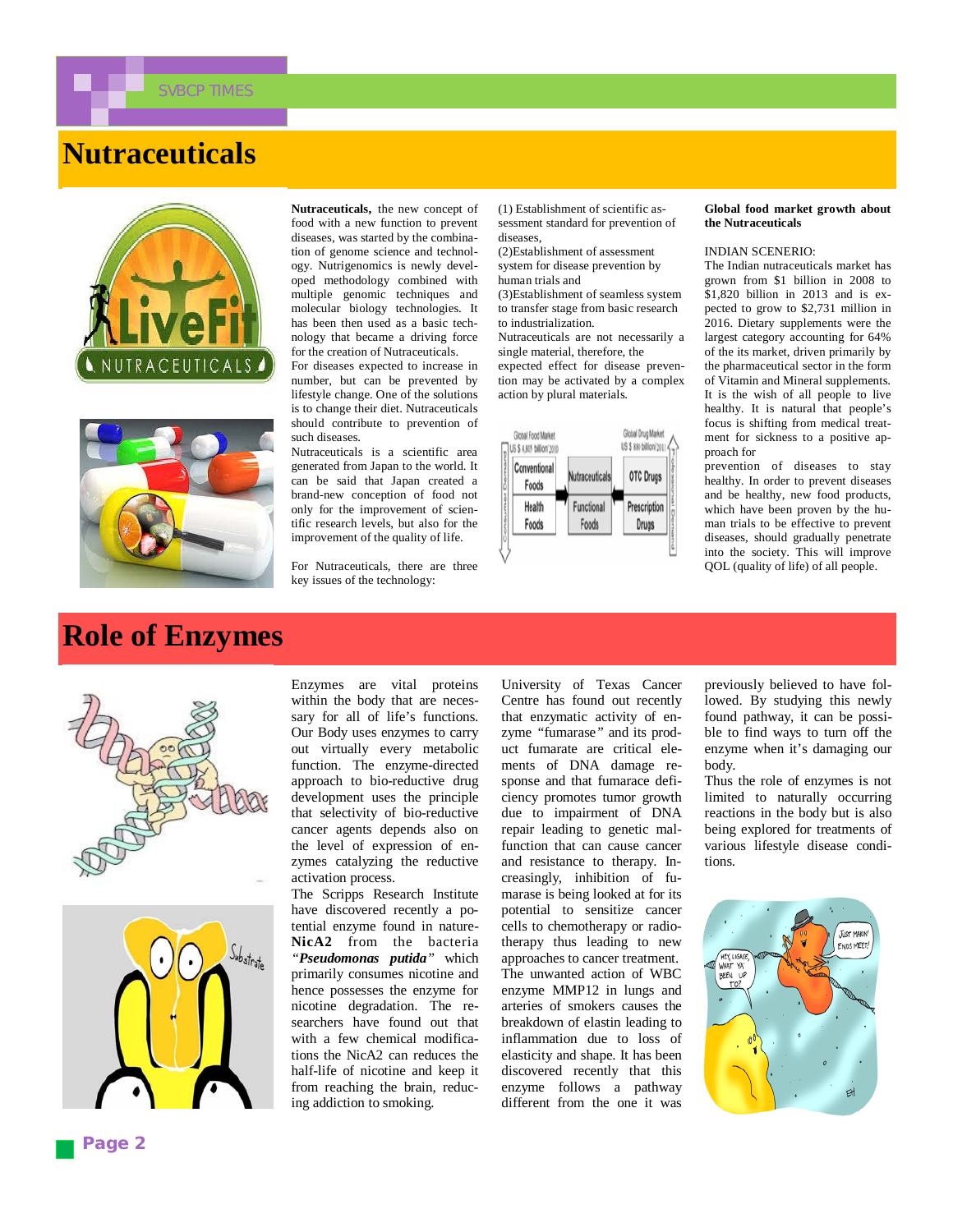# Nutraceuticals

**Nutraceuticals,** the new concept of food with a new function to prevent diseases, was started by the combination of genome science and technology. Nutrigenomics is newly developed methodology combined with multiple genomic techniques and molecular biology technologies. It has been then used as a basic technology that became a driving force for the creation of Nutraceuticals.

For diseases expected to increase in number, but can be prevented by lifestyle change. One of the solutions is to change their diet. Nutraceuticals should contribute to prevention of such diseases.

Nutraceuticals is a scientific area generated from Japan to the world. It can be said that Japan created a brand-new conception of food not only for the improvement of scientific research levels, but also for the improvement of the quality of life.

For Nutraceuticals, there are three key issues of the technology:

(1) Establishment of scientific assessment standard for prevention of diseases,

(2)Establishment of assessment system for disease prevention by human trials and

(3)Establishment of seamless system to transfer stage from basic research to industrialization.

Nutraceuticals are not necessarily a single material, therefore, the expected effect for disease prevention may be activated by a complex action by plural materials.

**Global food market growth about the Nutraceuticals**

INDIAN SCENERIO:

The Indian nutraceuticals market has grown from $1 billion in 2008 to $1,820 billion in 2013 and is expected to grow to $2,731 million in 2016. Dietary supplements were the largest category accounting for 64% of the its market, driven primarily by the pharmaceutical sector in the form of Vitamin and Mineral supplements.

It is the wish of all people to live healthy. It is natural that people's focus is shifting from medical treatment for sickness to a positive approach for

prevention of diseases to stay healthy. In order to prevent diseases and be healthy, new food products, which have been proven by the human trials to be effective to prevent diseases, should gradually penetrate into the society. This will improve QOL (quality of life) of all people.

# Role of Enzymes

Enzymes are vital proteins within the body that are necessary for all of life's functions. Our Body uses enzymes to carry out virtually every metabolic function. The enzyme-directed approach to bio-reductive drug development uses the principle that selectivity of bio-reductive cancer agents depends also on the level of expression of enzymes catalyzing the reductive activation process.

The Scripps Research Institute have discovered recently a potential enzyme found in nature-**NicA2** from the bacteria *"**Pseudomonas putida**"* which primarily consumes nicotine and hence possesses the enzyme for nicotine degradation. The researchers have found out that with a few chemical modifications the NicA2 can reduces the half-life of nicotine and keep it from reaching the brain, reducing addiction to smoking.

University of Texas Cancer Centre has found out recently that enzymatic activity of enzyme "fumarase" and its product fumarate are critical elements of DNA damage response and that fumarace deficiency promotes tumor growth due to impairment of DNA repair leading to genetic malfunction that can cause cancer and resistance to therapy. Increasingly, inhibition of fumarase is being looked at for its potential to sensitize cancer cells to chemotherapy or radiotherapy thus leading to new approaches to cancer treatment.

The unwanted action of WBC enzyme MMP12 in lungs and arteries of smokers causes the breakdown of elastin leading to inflammation due to loss of elasticity and shape. It has been discovered recently that this enzyme follows a pathway different from the one it was previously believed to have followed. By studying this newly found pathway, it can be possible to find ways to turn off the enzyme when it's damaging our body.

Thus the role of enzymes is not limited to naturally occurring reactions in the body but is also being explored for treatments of various lifestyle disease conditions.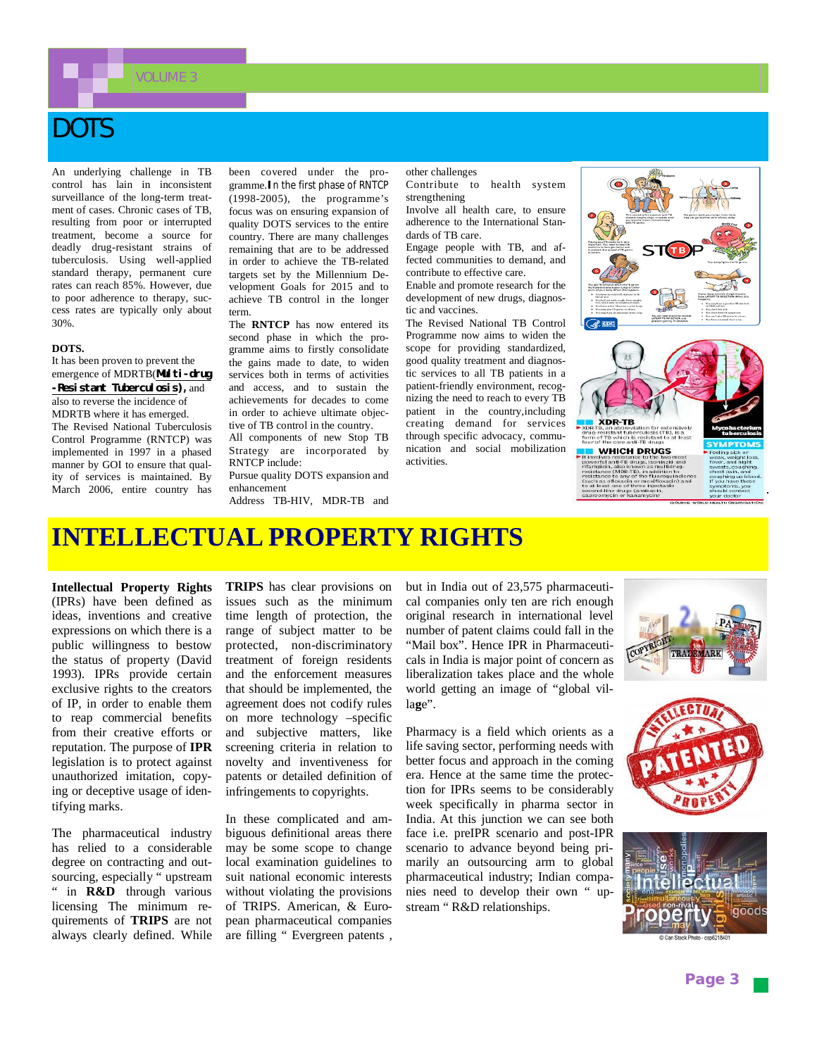# DOTS

An underlying challenge in TB control has lain in inconsistent surveillance of the long-term treatment of cases. Chronic cases of TB, resulting from poor or interrupted treatment, become a source for deadly drug-resistant strains of tuberculosis. Using well-applied standard therapy, permanent cure rates can reach 85%. However, due to poor adherence to therapy, success rates are typically only about 30%.

**DOTS.**

It has been proven to prevent the emergence of MDRTB(**Multi-drug -Resistant Tuberculosis),** and also to reverse the incidence of MDRTB where it has emerged.

The Revised National Tuberculosis Control Programme (RNTCP) was implemented in 1997 in a phased manner by GOI to ensure that quality of services is maintained. By March 2006, entire country has been covered under the programme. In the first phase of RNTCP (1998-2005), the programme's focus was on ensuring expansion of quality DOTS services to the entire country. There are many challenges remaining that are to be addressed in order to achieve the TB-related targets set by the Millennium Development Goals for 2015 and to achieve TB control in the longer term.

The **RNTCP** has now entered its second phase in which the programme aims to firstly consolidate the gains made to date, to widen services both in terms of activities and access, and to sustain the achievements for decades to come in order to achieve ultimate objective of TB control in the country.

All components of new Stop TB Strategy are incorporated by RNTCP include:

Pursue quality DOTS expansion and enhancement

Address TB-HIV, MDR-TB and other challenges

Contribute to health system strengthening

Involve all health care, to ensure adherence to the International Standards of TB care.

Engage people with TB, and affected communities to demand, and contribute to effective care.

Enable and promote research for the development of new drugs, diagnostic and vaccines.

The Revised National TB Control Programme now aims to widen the scope for providing standardized, good quality treatment and diagnostic services to all TB patients in a patient-friendly environment, recognizing the need to reach to every TB patient in the country,including creating demand for services through specific advocacy, communication and social mobilization activities.

# INTELLECTUAL PROPERTY RIGHTS

**Intellectual Property Rights** (IPRs) have been defined as ideas, inventions and creative expressions on which there is a public willingness to bestow the status of property (David 1993). IPRs provide certain exclusive rights to the creators of IP, in order to enable them to reap commercial benefits from their creative efforts or reputation. The purpose of **IPR** legislation is to protect against unauthorized imitation, copying or deceptive usage of identifying marks.

The pharmaceutical industry has relied to a considerable degree on contracting and outsourcing, especially " upstream " in **R&D** through various licensing The minimum requirements of **TRIPS** are not always clearly defined. While **TRIPS** has clear provisions on issues such as the minimum time length of protection, the range of subject matter to be protected, non-discriminatory treatment of foreign residents and the enforcement measures that should be implemented, the agreement does not codify rules on more technology –specific and subjective matters, like screening criteria in relation to novelty and inventiveness for patents or detailed definition of infringements to copyrights.

In these complicated and ambiguous definitional areas there may be some scope to change local examination guidelines to suit national economic interests without violating the provisions of TRIPS. American, & European pharmaceutical companies are filing " Evergreen patents , but in India out of 23,575 pharmaceutical companies only ten are rich enough original research in international level number of patent claims could fall in the "Mail box". Hence IPR in Pharmaceuticals in India is major point of concern as liberalization takes place and the whole world getting an image of "global village".

Pharmacy is a field which orients as a life saving sector, performing needs with better focus and approach in the coming era. Hence at the same time the protection for IPRs seems to be considerably week specifically in pharma sector in India. At this junction we can see both face i.e. preIPR scenario and post-IPR scenario to advance beyond being primarily an outsourcing arm to global pharmaceutical industry; Indian companies need to develop their own " upstream " R&D relationships.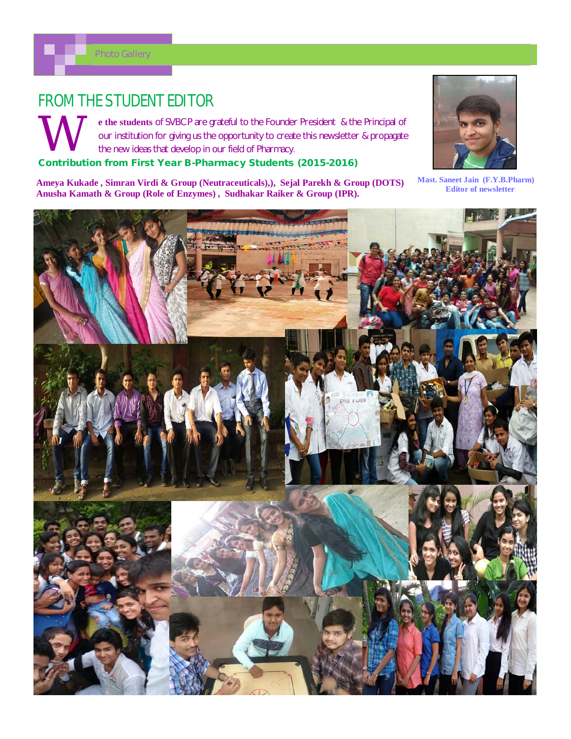Photo Gallery

# FROM THE STUDENT EDITOR

**We the students** of SVBCP are grateful to the Founder President & the Principal of our institution for giving us the opportunity to create this newsletter & propagate the new ideas that develop in our field of Pharmacy.

**Contribution from First Year B-Pharmacy Students (2015-2016)**

**Ameya Kukade , Simran Virdi & Group (Neutraceuticals),), Sejal Parekh & Group (DOTS) Anusha Kamath & Group (Role of Enzymes) , Sudhakar Raiker & Group (IPR).**

**Mast. Saneet Jain (F.Y.B.Pharm)**
**Editor of newsletter**